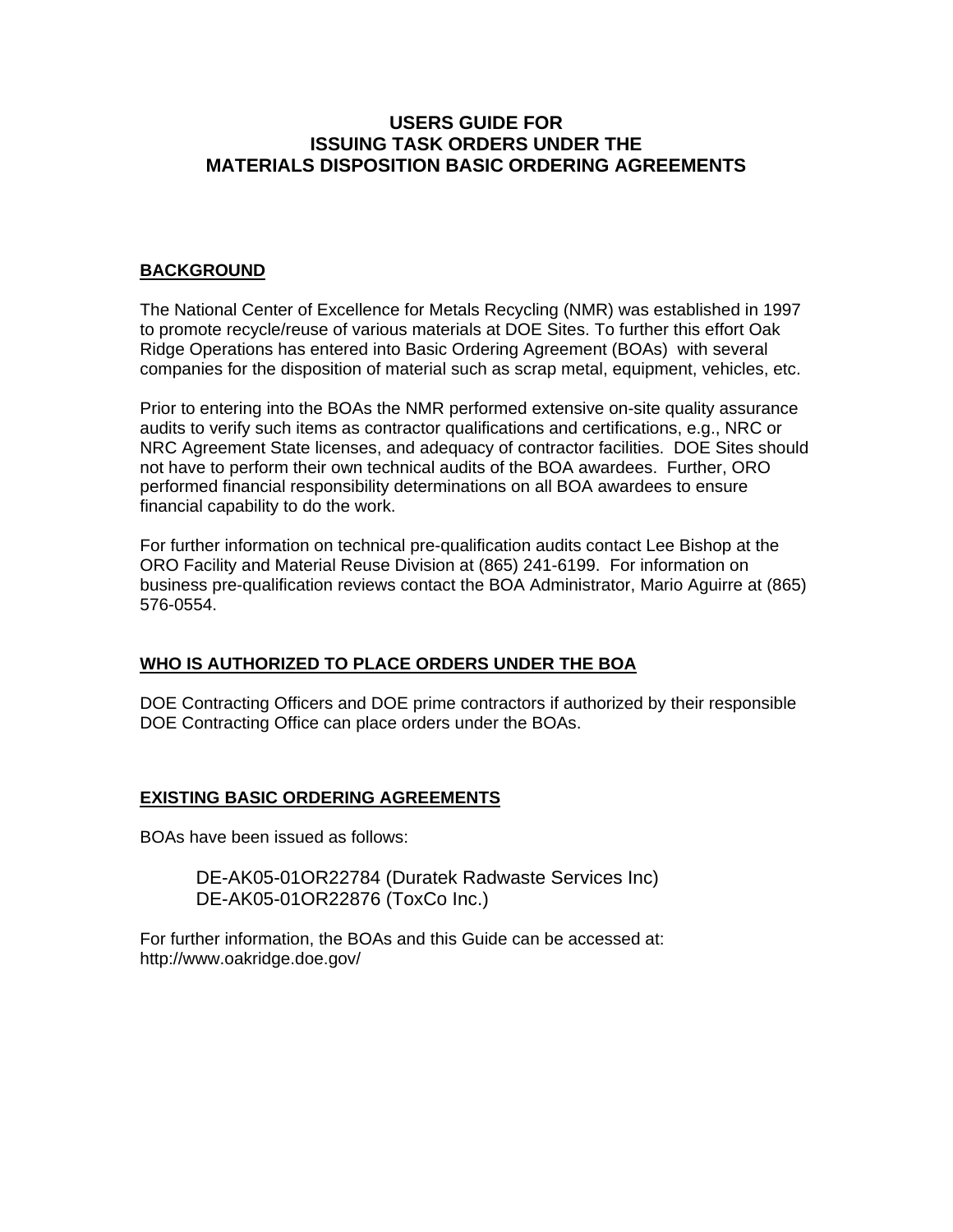# USERS GUIDE FOR ISSUING TASK ORDERS UNDER THE MATERIALS DISPOSITION BASIC ORDERING AGREEMENTS

## BACKGROUND

The National Center of Excellence for Metals Recycling (NMR) was established in 1997 to promote recycle/reuse of various materials at DOE Sites. To further this effort Oak Ridge Operations has entered into Basic Ordering Agreement (BOAs) with several companies for the disposition of material such as scrap metal, equipment, vehicles, etc.

Prior to entering into the BOAs the NMR performed extensive on-site quality assurance audits to verify such items as contractor qualifications and certifications, e.g., NRC or NRC Agreement State licenses, and adequacy of contractor facilities. DOE Sites should not have to perform their own technical audits of the BOA awardees. Further, ORO performed financial responsibility determinations on all BOA awardees to ensure financial capability to do the work.

For further information on technical pre-qualification audits contact Lee Bishop at the ORO Facility and Material Reuse Division at (865) 241-6199. For information on business pre-qualification reviews contact the BOA Administrator, Mario Aguirre at (865) 576-0554.

## WHO IS AUTHORIZED TO PLACE ORDERS UNDER THE BOA

DOE Contracting Officers and DOE prime contractors if authorized by their responsible DOE Contracting Office can place orders under the BOAs.

## EXISTING BASIC ORDERING AGREEMENTS

BOAs have been issued as follows:

DE-AK05-01OR22784 (Duratek Radwaste Services Inc)
DE-AK05-01OR22876 (ToxCo Inc.)

For further information, the BOAs and this Guide can be accessed at: http://www.oakridge.doe.gov/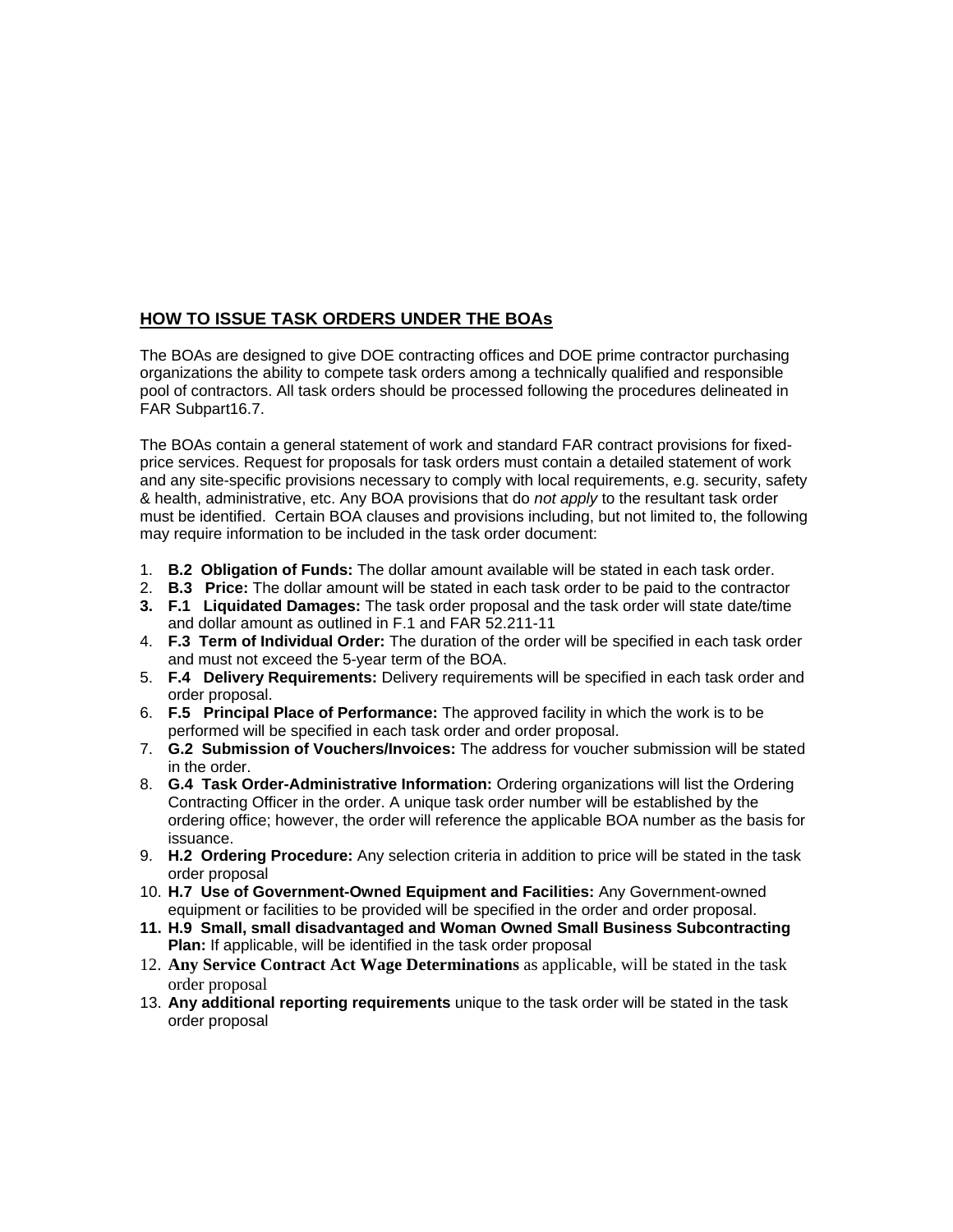## HOW TO ISSUE TASK ORDERS UNDER THE BOAs

The BOAs are designed to give DOE contracting offices and DOE prime contractor purchasing organizations the ability to compete task orders among a technically qualified and responsible pool of contractors. All task orders should be processed following the procedures delineated in FAR Subpart16.7.

The BOAs contain a general statement of work and standard FAR contract provisions for fixed-price services. Request for proposals for task orders must contain a detailed statement of work and any site-specific provisions necessary to comply with local requirements, e.g. security, safety & health, administrative, etc. Any BOA provisions that do *not apply* to the resultant task order must be identified. Certain BOA clauses and provisions including, but not limited to, the following may require information to be included in the task order document:

1. **B.2 Obligation of Funds:** The dollar amount available will be stated in each task order.
2. **B.3 Price:** The dollar amount will be stated in each task order to be paid to the contractor
3. **F.1 Liquidated Damages:** The task order proposal and the task order will state date/time and dollar amount as outlined in F.1 and FAR 52.211-11
4. **F.3 Term of Individual Order:** The duration of the order will be specified in each task order and must not exceed the 5-year term of the BOA.
5. **F.4 Delivery Requirements:** Delivery requirements will be specified in each task order and order proposal.
6. **F.5 Principal Place of Performance:** The approved facility in which the work is to be performed will be specified in each task order and order proposal.
7. **G.2 Submission of Vouchers/Invoices:** The address for voucher submission will be stated in the order.
8. **G.4 Task Order-Administrative Information:** Ordering organizations will list the Ordering Contracting Officer in the order. A unique task order number will be established by the ordering office; however, the order will reference the applicable BOA number as the basis for issuance.
9. **H.2 Ordering Procedure:** Any selection criteria in addition to price will be stated in the task order proposal
10. **H.7 Use of Government-Owned Equipment and Facilities:** Any Government-owned equipment or facilities to be provided will be specified in the order and order proposal.
11. **H.9 Small, small disadvantaged and Woman Owned Small Business Subcontracting Plan:** If applicable, will be identified in the task order proposal
12. **Any Service Contract Act Wage Determinations** as applicable, will be stated in the task order proposal
13. **Any additional reporting requirements** unique to the task order will be stated in the task order proposal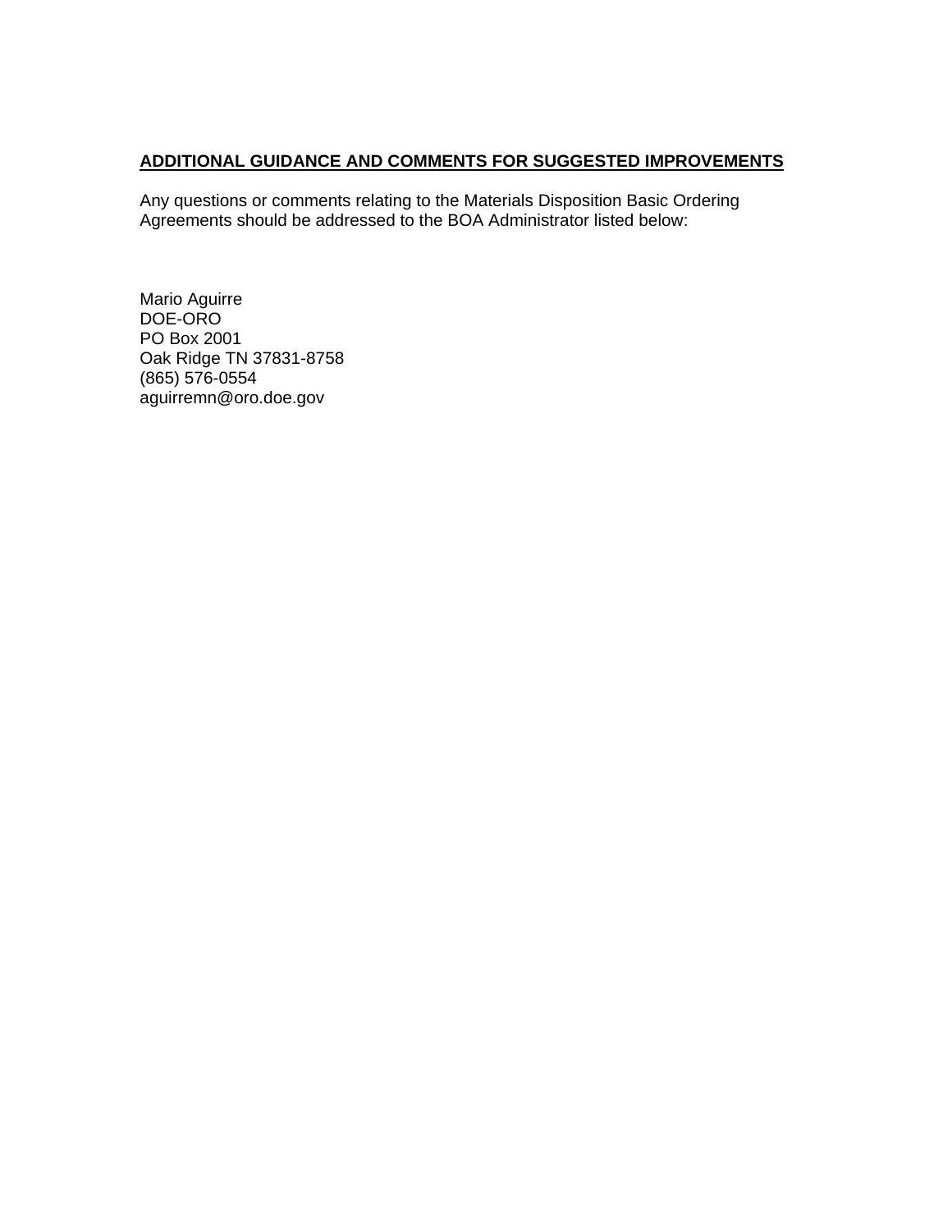## ADDITIONAL GUIDANCE AND COMMENTS FOR SUGGESTED IMPROVEMENTS

Any questions or comments relating to the Materials Disposition Basic Ordering Agreements should be addressed to the BOA Administrator listed below:

Mario Aguirre
DOE-ORO
PO Box 2001
Oak Ridge TN 37831-8758
(865) 576-0554
aguirremn@oro.doe.gov